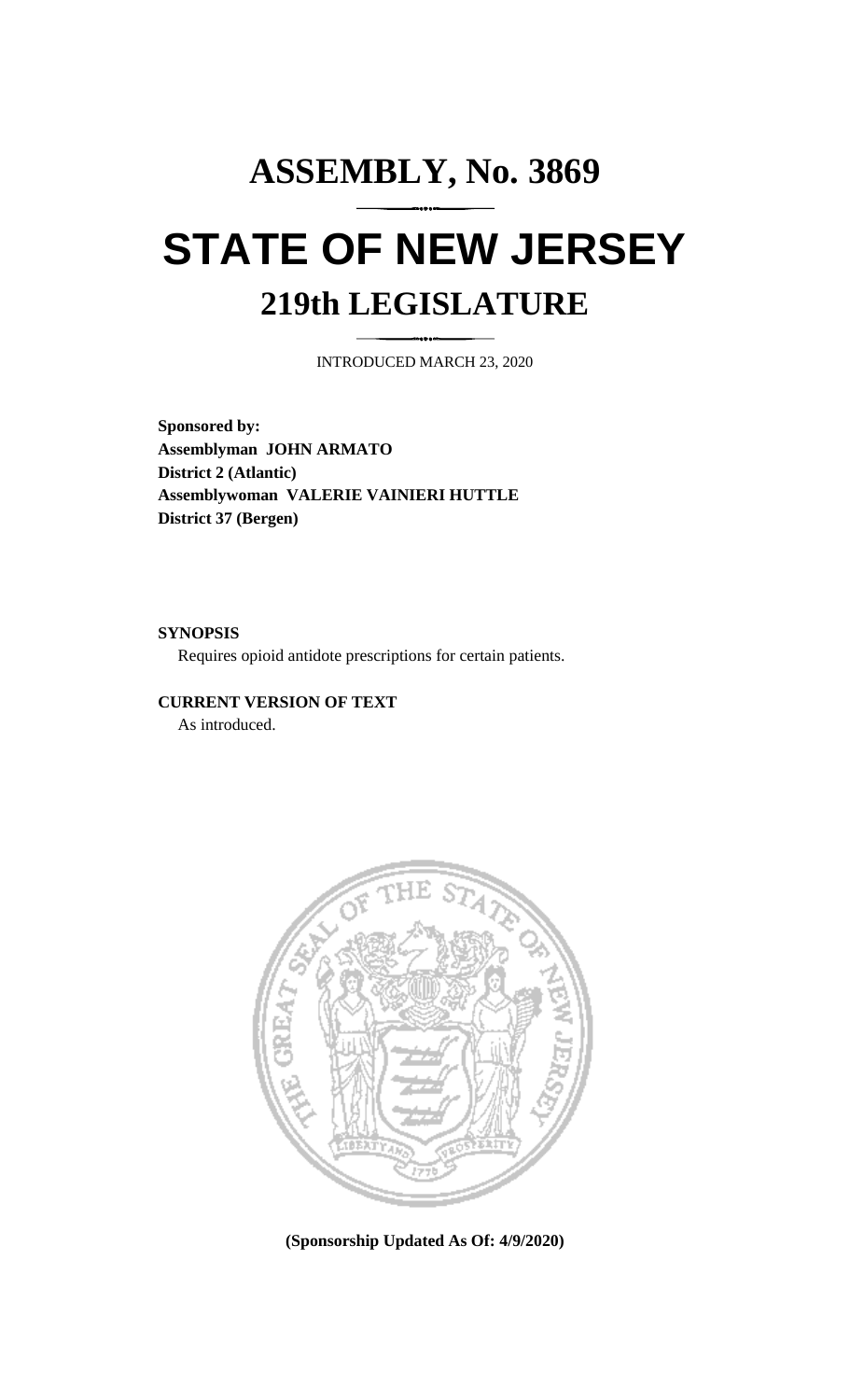# ASSEMBLY, No. 3869

# STATE OF NEW JERSEY

## 219th LEGISLATURE

INTRODUCED MARCH 23, 2020

**Sponsored by:**
**Assemblyman JOHN ARMATO**
**District 2 (Atlantic)**
**Assemblywoman VALERIE VAINIERI HUTTLE**
**District 37 (Bergen)**

**SYNOPSIS**

Requires opioid antidote prescriptions for certain patients.

**CURRENT VERSION OF TEXT**

As introduced.

**(Sponsorship Updated As Of: 4/9/2020)**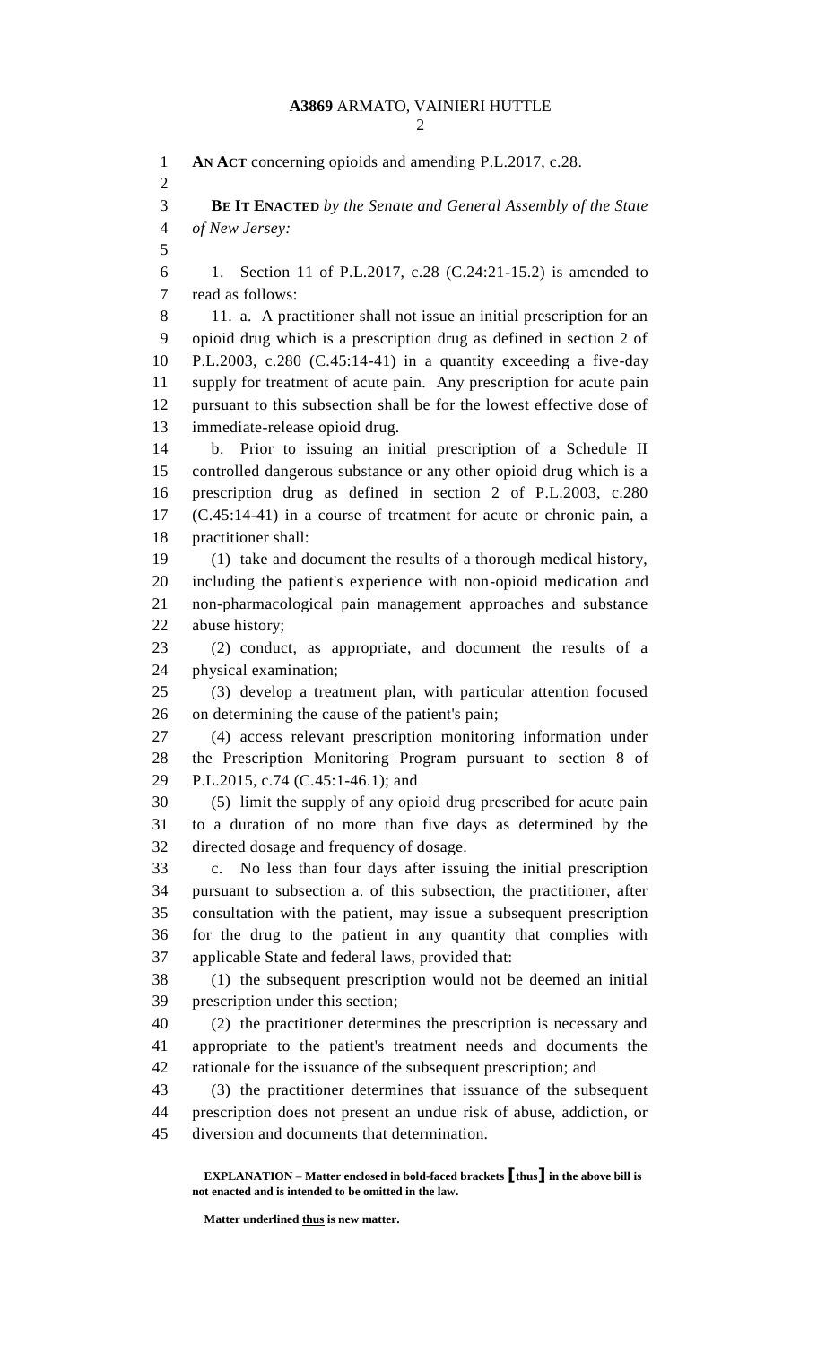**AN ACT** concerning opioids and amending P.L.2017, c.28.

**BE IT ENACTED** *by the Senate and General Assembly of the State of New Jersey:*

1. Section 11 of P.L.2017, c.28 (C.24:21-15.2) is amended to read as follows:

11. a. A practitioner shall not issue an initial prescription for an opioid drug which is a prescription drug as defined in section 2 of P.L.2003, c.280 (C.45:14-41) in a quantity exceeding a five-day supply for treatment of acute pain. Any prescription for acute pain pursuant to this subsection shall be for the lowest effective dose of immediate-release opioid drug.

b. Prior to issuing an initial prescription of a Schedule II controlled dangerous substance or any other opioid drug which is a prescription drug as defined in section 2 of P.L.2003, c.280 (C.45:14-41) in a course of treatment for acute or chronic pain, a practitioner shall:

(1) take and document the results of a thorough medical history, including the patient's experience with non-opioid medication and non-pharmacological pain management approaches and substance abuse history;

(2) conduct, as appropriate, and document the results of a physical examination;

(3) develop a treatment plan, with particular attention focused on determining the cause of the patient's pain;

(4) access relevant prescription monitoring information under the Prescription Monitoring Program pursuant to section 8 of P.L.2015, c.74 (C.45:1-46.1); and

(5) limit the supply of any opioid drug prescribed for acute pain to a duration of no more than five days as determined by the directed dosage and frequency of dosage.

c. No less than four days after issuing the initial prescription pursuant to subsection a. of this subsection, the practitioner, after consultation with the patient, may issue a subsequent prescription for the drug to the patient in any quantity that complies with applicable State and federal laws, provided that:

(1) the subsequent prescription would not be deemed an initial prescription under this section;

(2) the practitioner determines the prescription is necessary and appropriate to the patient's treatment needs and documents the rationale for the issuance of the subsequent prescription; and

(3) the practitioner determines that issuance of the subsequent prescription does not present an undue risk of abuse, addiction, or diversion and documents that determination.

**EXPLANATION – Matter enclosed in bold-faced brackets [thus] in the above bill is not enacted and is intended to be omitted in the law.**

**Matter underlined thus is new matter.**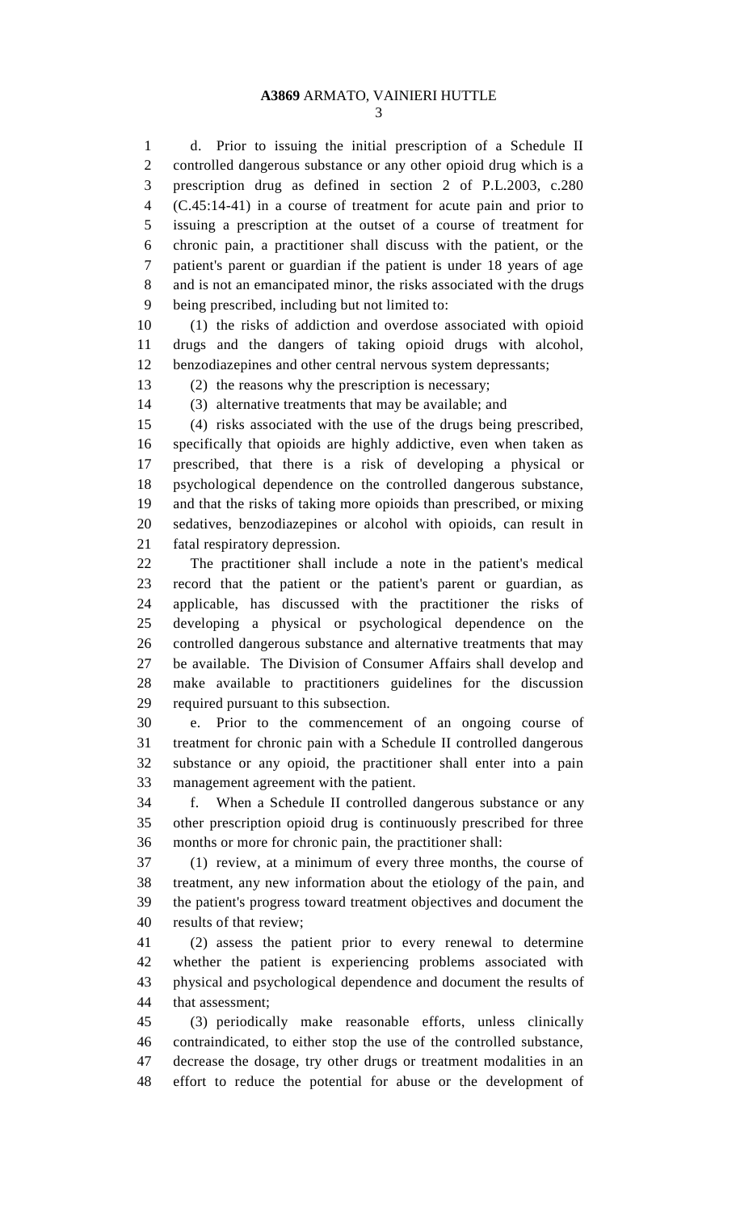d. Prior to issuing the initial prescription of a Schedule II controlled dangerous substance or any other opioid drug which is a prescription drug as defined in section 2 of P.L.2003, c.280 (C.45:14-41) in a course of treatment for acute pain and prior to issuing a prescription at the outset of a course of treatment for chronic pain, a practitioner shall discuss with the patient, or the patient's parent or guardian if the patient is under 18 years of age and is not an emancipated minor, the risks associated with the drugs being prescribed, including but not limited to:

(1) the risks of addiction and overdose associated with opioid drugs and the dangers of taking opioid drugs with alcohol, benzodiazepines and other central nervous system depressants;

(2) the reasons why the prescription is necessary;

(3) alternative treatments that may be available; and

(4) risks associated with the use of the drugs being prescribed, specifically that opioids are highly addictive, even when taken as prescribed, that there is a risk of developing a physical or psychological dependence on the controlled dangerous substance, and that the risks of taking more opioids than prescribed, or mixing sedatives, benzodiazepines or alcohol with opioids, can result in fatal respiratory depression.

The practitioner shall include a note in the patient's medical record that the patient or the patient's parent or guardian, as applicable, has discussed with the practitioner the risks of developing a physical or psychological dependence on the controlled dangerous substance and alternative treatments that may be available. The Division of Consumer Affairs shall develop and make available to practitioners guidelines for the discussion required pursuant to this subsection.

e. Prior to the commencement of an ongoing course of treatment for chronic pain with a Schedule II controlled dangerous substance or any opioid, the practitioner shall enter into a pain management agreement with the patient.

f. When a Schedule II controlled dangerous substance or any other prescription opioid drug is continuously prescribed for three months or more for chronic pain, the practitioner shall:

(1) review, at a minimum of every three months, the course of treatment, any new information about the etiology of the pain, and the patient's progress toward treatment objectives and document the results of that review;

(2) assess the patient prior to every renewal to determine whether the patient is experiencing problems associated with physical and psychological dependence and document the results of that assessment;

(3) periodically make reasonable efforts, unless clinically contraindicated, to either stop the use of the controlled substance, decrease the dosage, try other drugs or treatment modalities in an effort to reduce the potential for abuse or the development of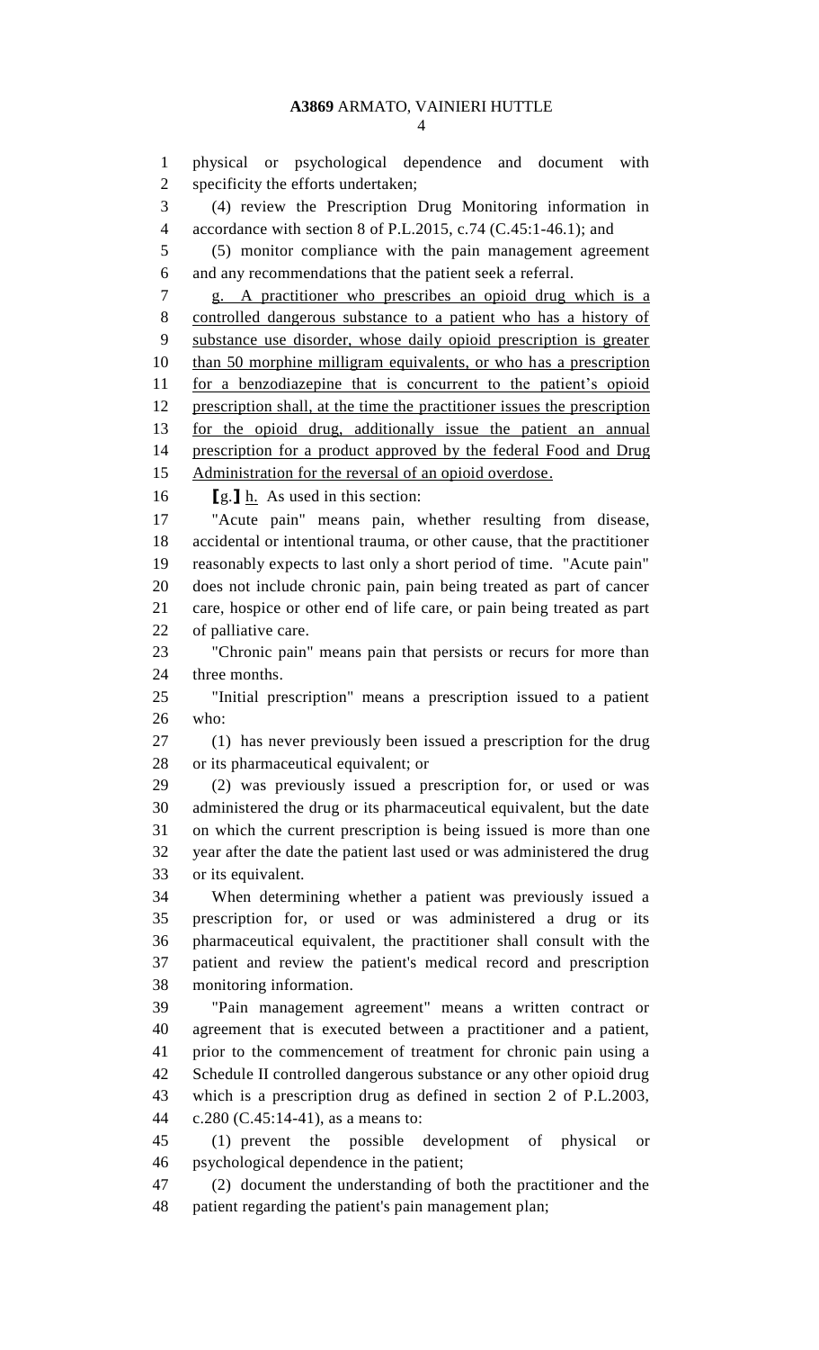physical or psychological dependence and document with specificity the efforts undertaken;

(4) review the Prescription Drug Monitoring information in accordance with section 8 of P.L.2015, c.74 (C.45:1-46.1); and

(5) monitor compliance with the pain management agreement and any recommendations that the patient seek a referral.

g. A practitioner who prescribes an opioid drug which is a controlled dangerous substance to a patient who has a history of substance use disorder, whose daily opioid prescription is greater than 50 morphine milligram equivalents, or who has a prescription for a benzodiazepine that is concurrent to the patient's opioid prescription shall, at the time the practitioner issues the prescription for the opioid drug, additionally issue the patient an annual prescription for a product approved by the federal Food and Drug Administration for the reversal of an opioid overdose.

[g.] h. As used in this section:

"Acute pain" means pain, whether resulting from disease, accidental or intentional trauma, or other cause, that the practitioner reasonably expects to last only a short period of time. "Acute pain" does not include chronic pain, pain being treated as part of cancer care, hospice or other end of life care, or pain being treated as part of palliative care.

"Chronic pain" means pain that persists or recurs for more than three months.

"Initial prescription" means a prescription issued to a patient who:

(1) has never previously been issued a prescription for the drug or its pharmaceutical equivalent; or

(2) was previously issued a prescription for, or used or was administered the drug or its pharmaceutical equivalent, but the date on which the current prescription is being issued is more than one year after the date the patient last used or was administered the drug or its equivalent.

When determining whether a patient was previously issued a prescription for, or used or was administered a drug or its pharmaceutical equivalent, the practitioner shall consult with the patient and review the patient's medical record and prescription monitoring information.

"Pain management agreement" means a written contract or agreement that is executed between a practitioner and a patient, prior to the commencement of treatment for chronic pain using a Schedule II controlled dangerous substance or any other opioid drug which is a prescription drug as defined in section 2 of P.L.2003, c.280 (C.45:14-41), as a means to:

(1) prevent the possible development of physical or psychological dependence in the patient;

(2) document the understanding of both the practitioner and the patient regarding the patient's pain management plan;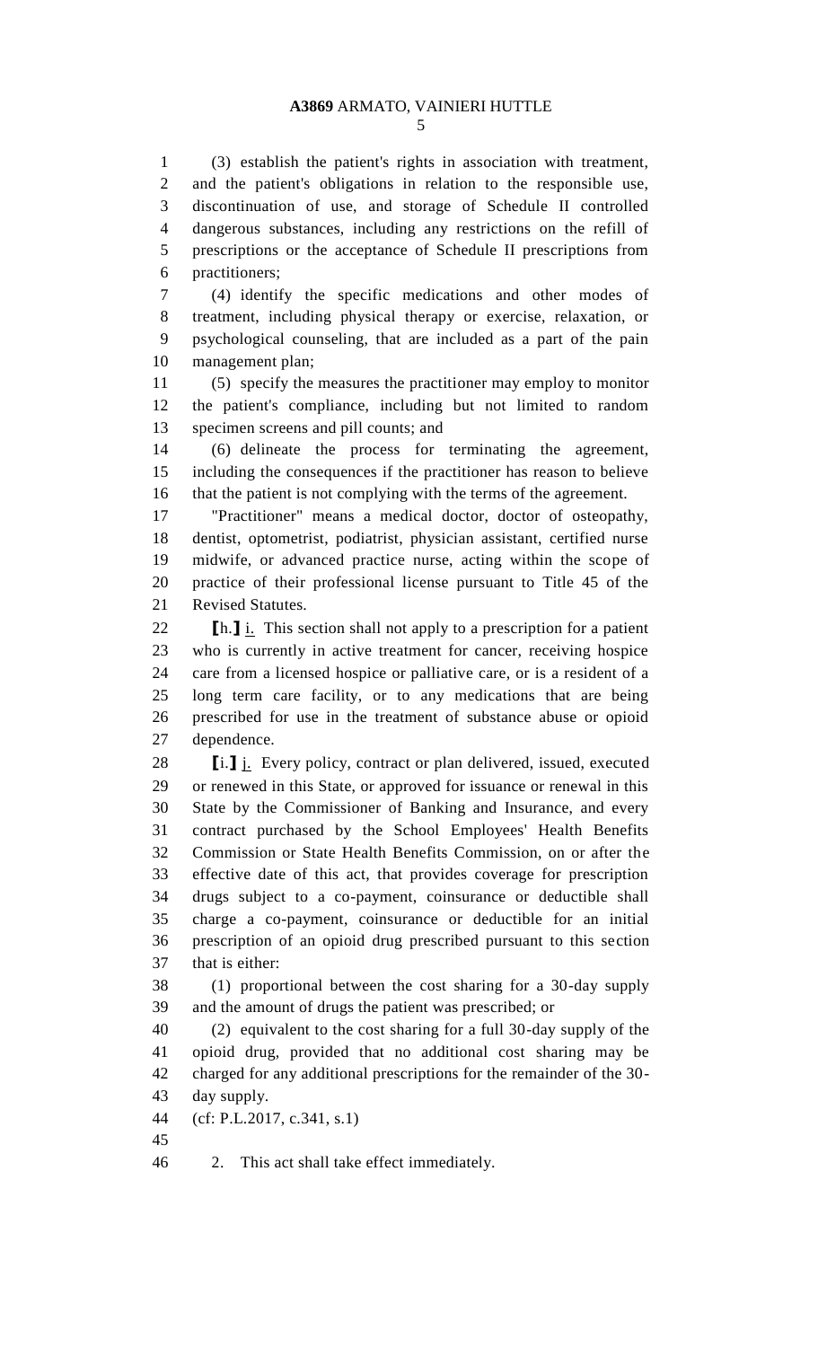(3) establish the patient's rights in association with treatment, and the patient's obligations in relation to the responsible use, discontinuation of use, and storage of Schedule II controlled dangerous substances, including any restrictions on the refill of prescriptions or the acceptance of Schedule II prescriptions from practitioners;

(4) identify the specific medications and other modes of treatment, including physical therapy or exercise, relaxation, or psychological counseling, that are included as a part of the pain management plan;

(5) specify the measures the practitioner may employ to monitor the patient's compliance, including but not limited to random specimen screens and pill counts; and

(6) delineate the process for terminating the agreement, including the consequences if the practitioner has reason to believe that the patient is not complying with the terms of the agreement.

"Practitioner" means a medical doctor, doctor of osteopathy, dentist, optometrist, podiatrist, physician assistant, certified nurse midwife, or advanced practice nurse, acting within the scope of practice of their professional license pursuant to Title 45 of the Revised Statutes.

[h.] i. This section shall not apply to a prescription for a patient who is currently in active treatment for cancer, receiving hospice care from a licensed hospice or palliative care, or is a resident of a long term care facility, or to any medications that are being prescribed for use in the treatment of substance abuse or opioid dependence.

[i.] j. Every policy, contract or plan delivered, issued, executed or renewed in this State, or approved for issuance or renewal in this State by the Commissioner of Banking and Insurance, and every contract purchased by the School Employees' Health Benefits Commission or State Health Benefits Commission, on or after the effective date of this act, that provides coverage for prescription drugs subject to a co-payment, coinsurance or deductible shall charge a co-payment, coinsurance or deductible for an initial prescription of an opioid drug prescribed pursuant to this section that is either:

(1) proportional between the cost sharing for a 30-day supply and the amount of drugs the patient was prescribed; or

(2) equivalent to the cost sharing for a full 30-day supply of the opioid drug, provided that no additional cost sharing may be charged for any additional prescriptions for the remainder of the 30-day supply.

(cf: P.L.2017, c.341, s.1)

2. This act shall take effect immediately.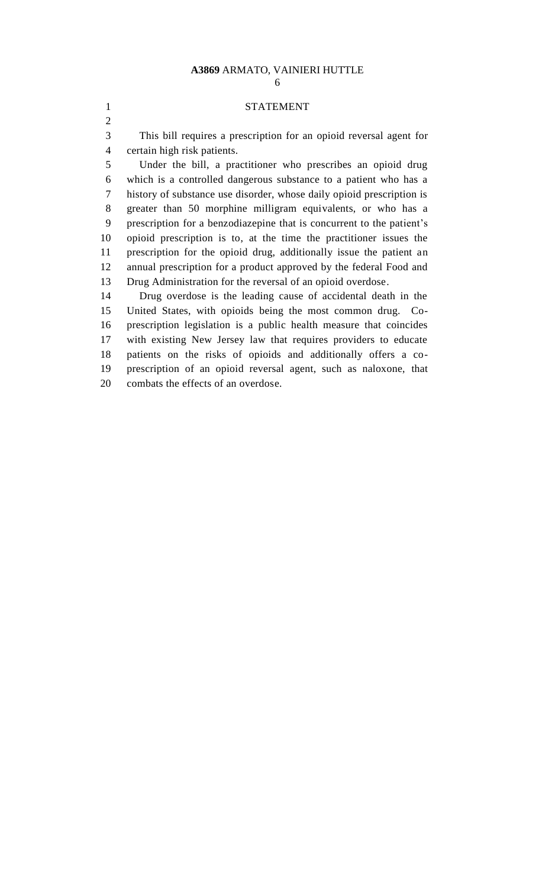## STATEMENT

This bill requires a prescription for an opioid reversal agent for certain high risk patients.

Under the bill, a practitioner who prescribes an opioid drug which is a controlled dangerous substance to a patient who has a history of substance use disorder, whose daily opioid prescription is greater than 50 morphine milligram equivalents, or who has a prescription for a benzodiazepine that is concurrent to the patient's opioid prescription is to, at the time the practitioner issues the prescription for the opioid drug, additionally issue the patient an annual prescription for a product approved by the federal Food and Drug Administration for the reversal of an opioid overdose.

Drug overdose is the leading cause of accidental death in the United States, with opioids being the most common drug. Co-prescription legislation is a public health measure that coincides with existing New Jersey law that requires providers to educate patients on the risks of opioids and additionally offers a co-prescription of an opioid reversal agent, such as naloxone, that combats the effects of an overdose.